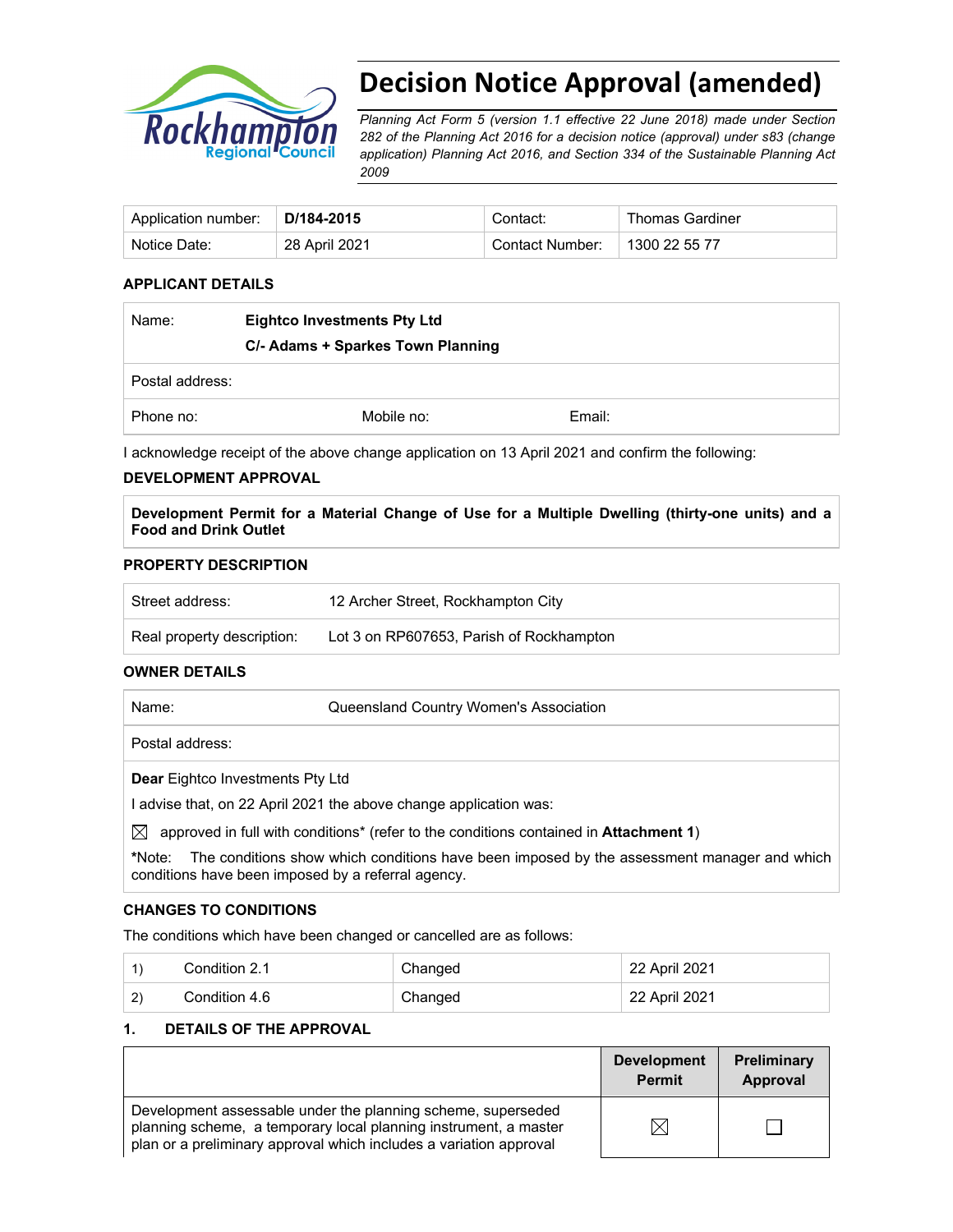# Decision Notice Approval (amended)

*Planning Act Form 5 (version 1.1 effective 22 June 2018) made under Section 282 of the Planning Act 2016 for a decision notice (approval) under s83 (change application) Planning Act 2016, and Section 334 of the Sustainable Planning Act 2009*

| Application number: | **D/184-2015** | Contact: | Thomas Gardiner |
|---|---|---|---|
| Notice Date: | 28 April 2021 | Contact Number: | 1300 22 55 77 |

### APPLICANT DETAILS

| Name: | **Eightco Investments Pty Ltd**<br>**C/- Adams + Sparkes Town Planning** | |
|---|---|---|
| Postal address: | | |
| Phone no: | Mobile no: | Email: |

I acknowledge receipt of the above change application on 13 April 2021 and confirm the following:

### DEVELOPMENT APPROVAL

**Development Permit for a Material Change of Use for a Multiple Dwelling (thirty-one units) and a Food and Drink Outlet**

### PROPERTY DESCRIPTION

| Street address: | 12 Archer Street, Rockhampton City |
|---|---|
| Real property description: | Lot 3 on RP607653, Parish of Rockhampton |

### OWNER DETAILS

| Name: | Queensland Country Women's Association |
|---|---|
| Postal address: | |

**Dear** Eightco Investments Pty Ltd

I advise that, on 22 April 2021 the above change application was:

☒ approved in full with conditions* (refer to the conditions contained in **Attachment 1**)

***Note:** The conditions show which conditions have been imposed by the assessment manager and which conditions have been imposed by a referral agency.

### CHANGES TO CONDITIONS

The conditions which have been changed or cancelled are as follows:

| | | | |
|---|---|---|---|
| 1) | Condition 2.1 | Changed | 22 April 2021 |
| 2) | Condition 4.6 | Changed | 22 April 2021 |

### 1. DETAILS OF THE APPROVAL

| | Development Permit | Preliminary Approval |
|---|---|---|
| Development assessable under the planning scheme, superseded planning scheme, a temporary local planning instrument, a master plan or a preliminary approval which includes a variation approval | ☒ | ☐ |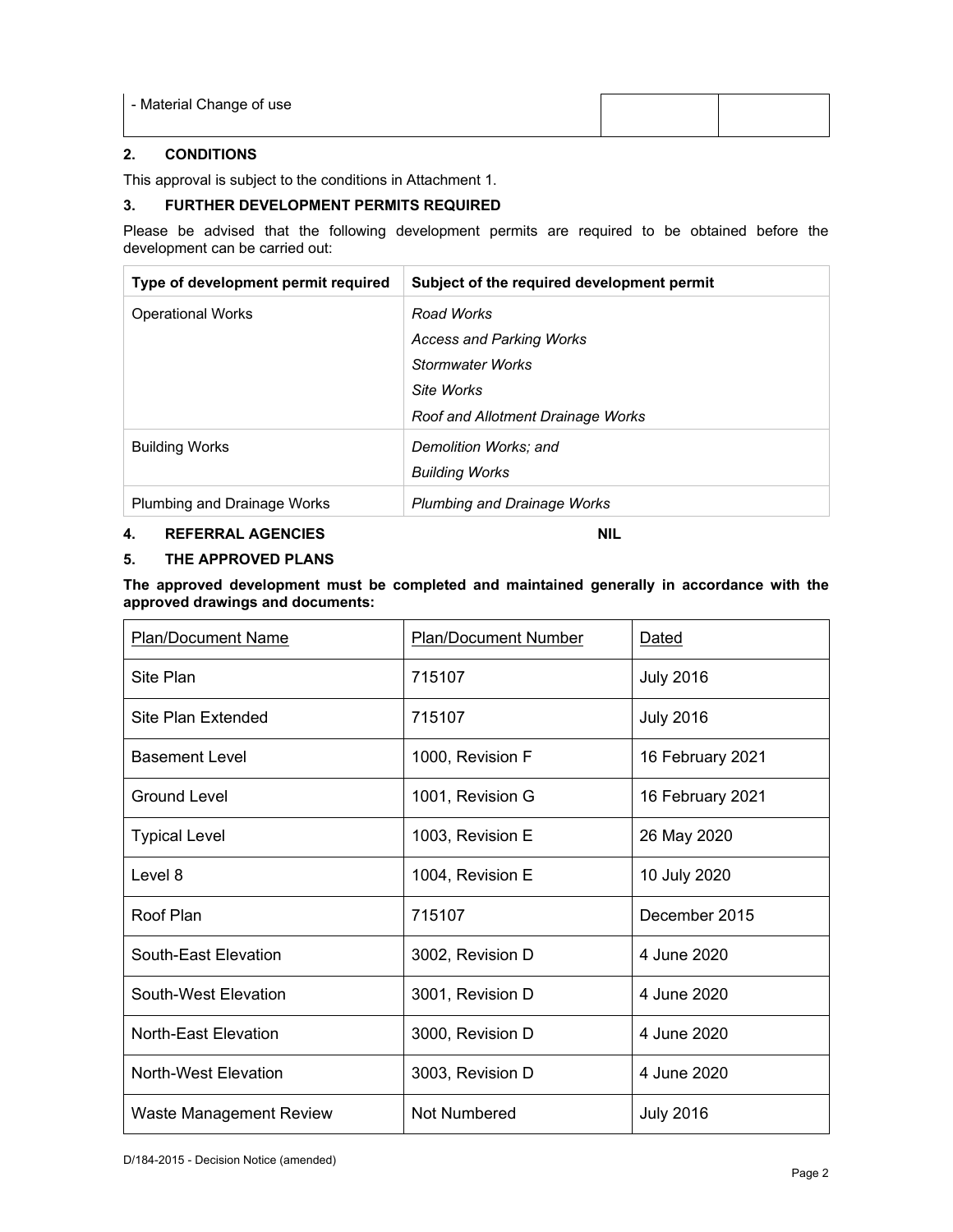| - Material Change of use | | |
|---|---|---|

## 2. CONDITIONS

This approval is subject to the conditions in Attachment 1.

## 3. FURTHER DEVELOPMENT PERMITS REQUIRED

Please be advised that the following development permits are required to be obtained before the development can be carried out:

| Type of development permit required | Subject of the required development permit |
|---|---|
| Operational Works | *Road Works*<br>*Access and Parking Works*<br>*Stormwater Works*<br>*Site Works*<br>*Roof and Allotment Drainage Works* |
| Building Works | *Demolition Works; and*<br>*Building Works* |
| Plumbing and Drainage Works | *Plumbing and Drainage Works* |

## 4. REFERRAL AGENCIES NIL

## 5. THE APPROVED PLANS

**The approved development must be completed and maintained generally in accordance with the approved drawings and documents:**

| Plan/Document Name | Plan/Document Number | Dated |
|---|---|---|
| Site Plan | 715107 | July 2016 |
| Site Plan Extended | 715107 | July 2016 |
| Basement Level | 1000, Revision F | 16 February 2021 |
| Ground Level | 1001, Revision G | 16 February 2021 |
| Typical Level | 1003, Revision E | 26 May 2020 |
| Level 8 | 1004, Revision E | 10 July 2020 |
| Roof Plan | 715107 | December 2015 |
| South-East Elevation | 3002, Revision D | 4 June 2020 |
| South-West Elevation | 3001, Revision D | 4 June 2020 |
| North-East Elevation | 3000, Revision D | 4 June 2020 |
| North-West Elevation | 3003, Revision D | 4 June 2020 |
| Waste Management Review | Not Numbered | July 2016 |

D/184-2015 - Decision Notice (amended)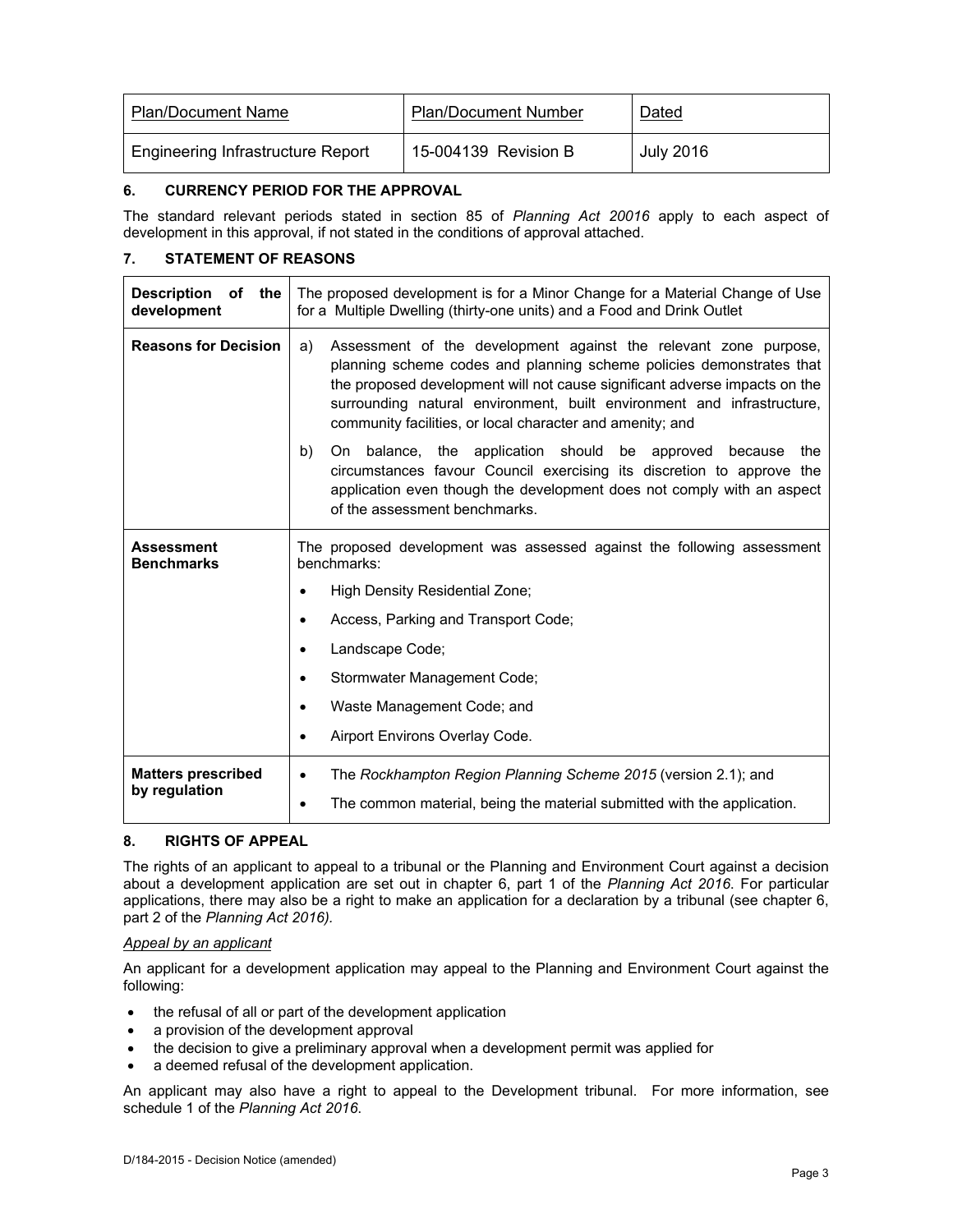| Plan/Document Name | Plan/Document Number | Dated |
|---|---|---|
| Engineering Infrastructure Report | 15-004139 Revision B | July 2016 |

## 6. CURRENCY PERIOD FOR THE APPROVAL

The standard relevant periods stated in section 85 of *Planning Act 20016* apply to each aspect of development in this approval, if not stated in the conditions of approval attached.

## 7. STATEMENT OF REASONS

| | |
|---|---|
| **Description of the development** | The proposed development is for a Minor Change for a Material Change of Use for a Multiple Dwelling (thirty-one units) and a Food and Drink Outlet |
| **Reasons for Decision** | a) Assessment of the development against the relevant zone purpose, planning scheme codes and planning scheme policies demonstrates that the proposed development will not cause significant adverse impacts on the surrounding natural environment, built environment and infrastructure, community facilities, or local character and amenity; and<br><br>b) On balance, the application should be approved because the circumstances favour Council exercising its discretion to approve the application even though the development does not comply with an aspect of the assessment benchmarks. |
| **Assessment Benchmarks** | The proposed development was assessed against the following assessment benchmarks:<br>• High Density Residential Zone;<br>• Access, Parking and Transport Code;<br>• Landscape Code;<br>• Stormwater Management Code;<br>• Waste Management Code; and<br>• Airport Environs Overlay Code. |
| **Matters prescribed by regulation** | • The *Rockhampton Region Planning Scheme 2015* (version 2.1); and<br>• The common material, being the material submitted with the application. |

## 8. RIGHTS OF APPEAL

The rights of an applicant to appeal to a tribunal or the Planning and Environment Court against a decision about a development application are set out in chapter 6, part 1 of the *Planning Act 2016*. For particular applications, there may also be a right to make an application for a declaration by a tribunal (see chapter 6, part 2 of the *Planning Act 2016).*

*Appeal by an applicant*

An applicant for a development application may appeal to the Planning and Environment Court against the following:

- the refusal of all or part of the development application
- a provision of the development approval
- the decision to give a preliminary approval when a development permit was applied for
- a deemed refusal of the development application.

An applicant may also have a right to appeal to the Development tribunal. For more information, see schedule 1 of the *Planning Act 2016*.

D/184-2015 - Decision Notice (amended)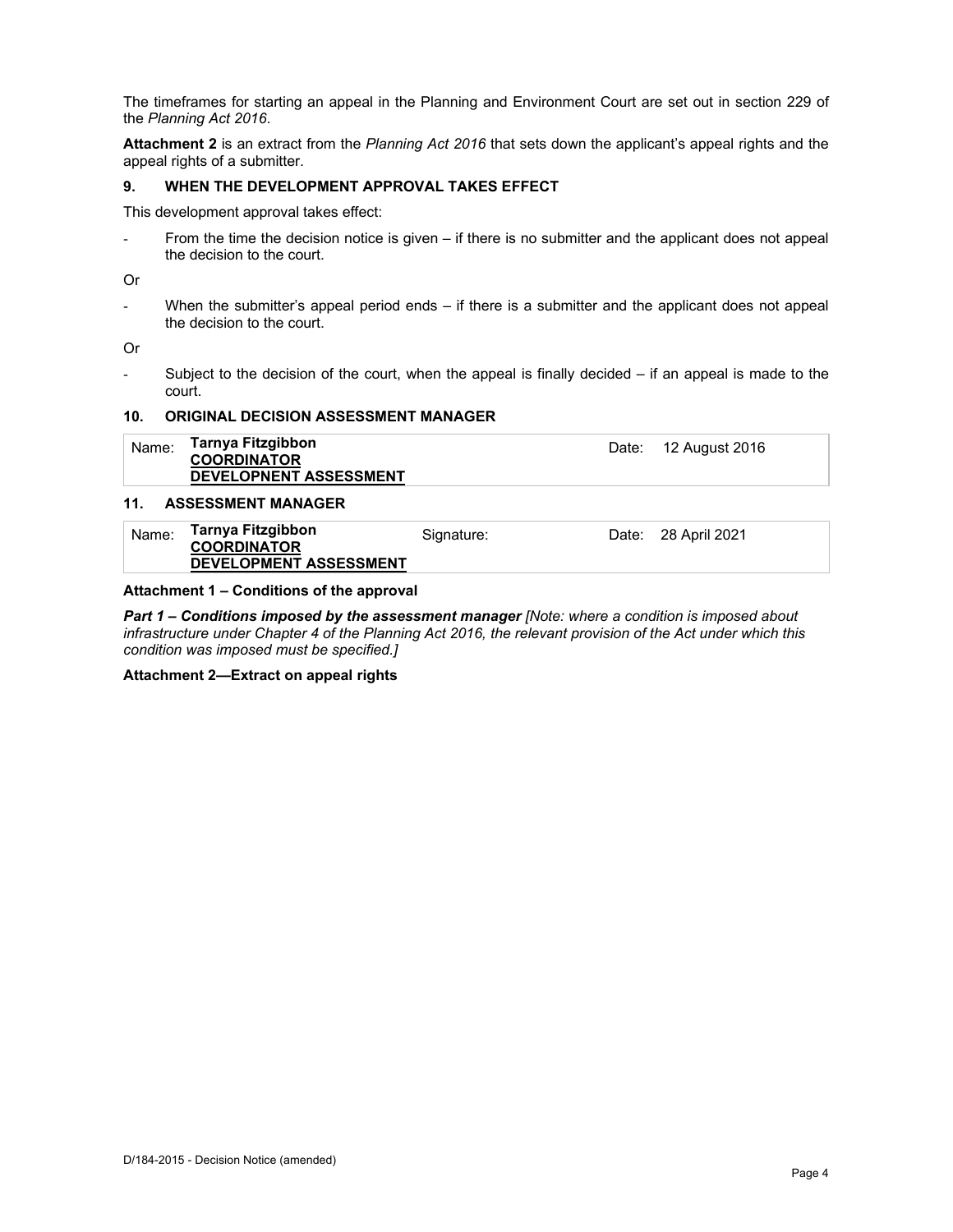The timeframes for starting an appeal in the Planning and Environment Court are set out in section 229 of the *Planning Act 2016*.

**Attachment 2** is an extract from the *Planning Act 2016* that sets down the applicant's appeal rights and the appeal rights of a submitter.

### 9. WHEN THE DEVELOPMENT APPROVAL TAKES EFFECT

This development approval takes effect:

- From the time the decision notice is given – if there is no submitter and the applicant does not appeal the decision to the court.

Or

- When the submitter's appeal period ends – if there is a submitter and the applicant does not appeal the decision to the court.

Or

- Subject to the decision of the court, when the appeal is finally decided – if an appeal is made to the court.

### 10. ORIGINAL DECISION ASSESSMENT MANAGER

| Name: | **Tarnya Fitzgibbon** **COORDINATOR** **DEVELOPNENT ASSESSMENT** | Date: | 12 August 2016 |
|---|---|---|---|

### 11. ASSESSMENT MANAGER

| Name: | **Tarnya Fitzgibbon** **COORDINATOR** **DEVELOPMENT ASSESSMENT** | Signature: | Date: | 28 April 2021 |
|---|---|---|---|---|

**Attachment 1 – Conditions of the approval**

***Part 1 – Conditions imposed by the assessment manager*** *[Note: where a condition is imposed about infrastructure under Chapter 4 of the Planning Act 2016, the relevant provision of the Act under which this condition was imposed must be specified.]*

**Attachment 2—Extract on appeal rights**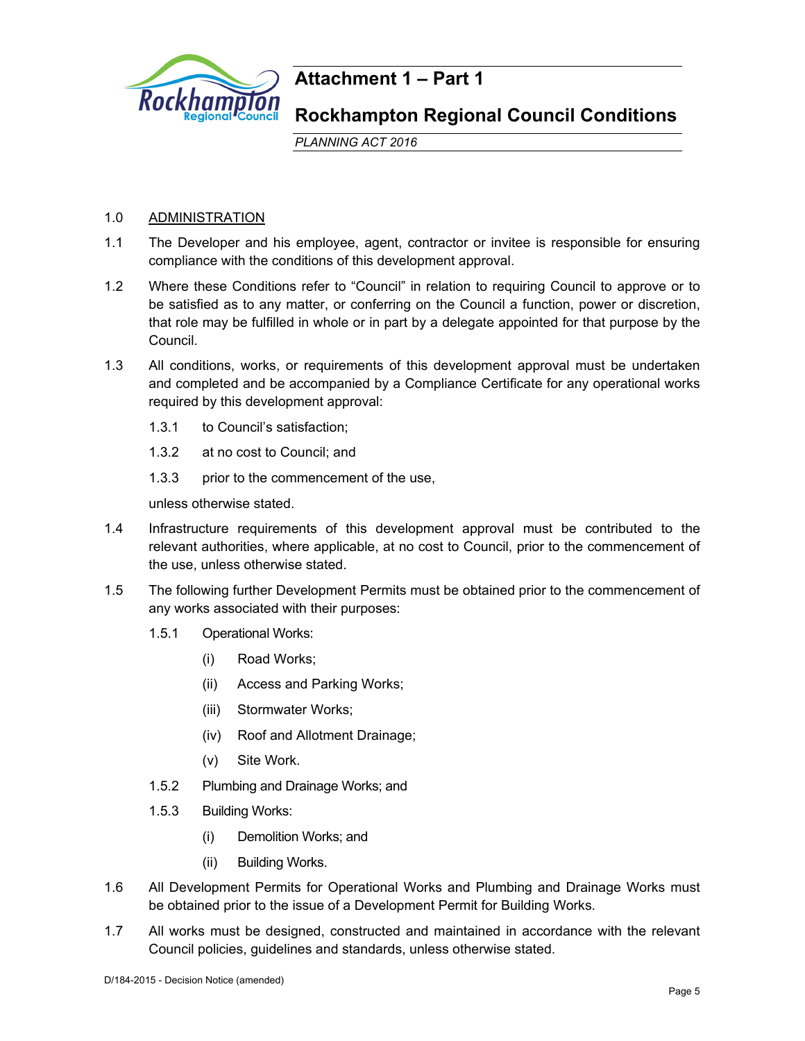# Attachment 1 – Part 1

## Rockhampton Regional Council Conditions

*PLANNING ACT 2016*

1.0 ADMINISTRATION

1.1 The Developer and his employee, agent, contractor or invitee is responsible for ensuring compliance with the conditions of this development approval.

1.2 Where these Conditions refer to "Council" in relation to requiring Council to approve or to be satisfied as to any matter, or conferring on the Council a function, power or discretion, that role may be fulfilled in whole or in part by a delegate appointed for that purpose by the Council.

1.3 All conditions, works, or requirements of this development approval must be undertaken and completed and be accompanied by a Compliance Certificate for any operational works required by this development approval:

- 1.3.1 to Council's satisfaction;
- 1.3.2 at no cost to Council; and
- 1.3.3 prior to the commencement of the use,

unless otherwise stated.

1.4 Infrastructure requirements of this development approval must be contributed to the relevant authorities, where applicable, at no cost to Council, prior to the commencement of the use, unless otherwise stated.

1.5 The following further Development Permits must be obtained prior to the commencement of any works associated with their purposes:

- 1.5.1 Operational Works:
  - (i) Road Works;
  - (ii) Access and Parking Works;
  - (iii) Stormwater Works;
  - (iv) Roof and Allotment Drainage;
  - (v) Site Work.
- 1.5.2 Plumbing and Drainage Works; and
- 1.5.3 Building Works:
  - (i) Demolition Works; and
  - (ii) Building Works.

1.6 All Development Permits for Operational Works and Plumbing and Drainage Works must be obtained prior to the issue of a Development Permit for Building Works.

1.7 All works must be designed, constructed and maintained in accordance with the relevant Council policies, guidelines and standards, unless otherwise stated.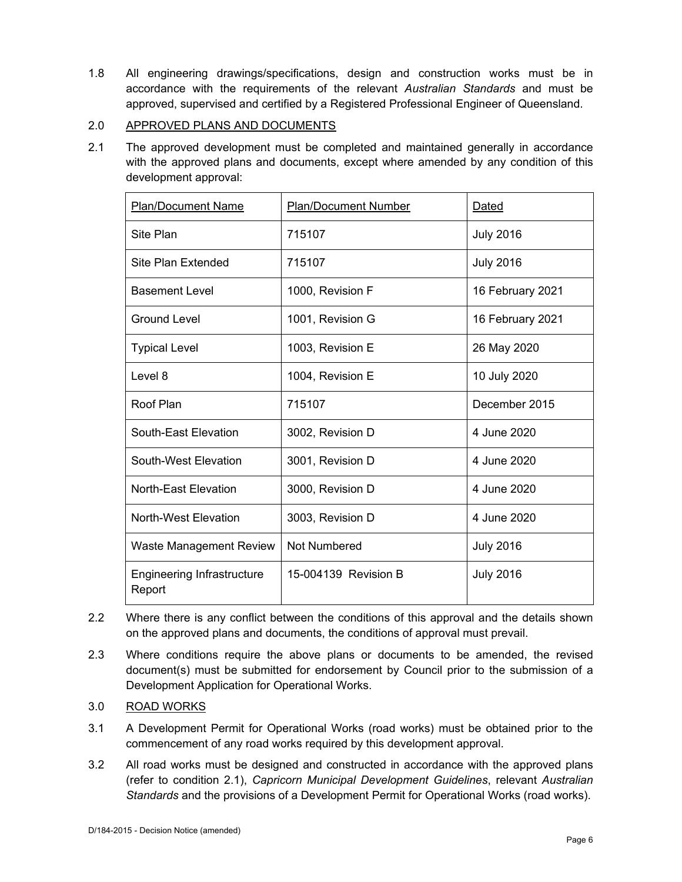1.8 All engineering drawings/specifications, design and construction works must be in accordance with the requirements of the relevant *Australian Standards* and must be approved, supervised and certified by a Registered Professional Engineer of Queensland.

2.0 APPROVED PLANS AND DOCUMENTS

2.1 The approved development must be completed and maintained generally in accordance with the approved plans and documents, except where amended by any condition of this development approval:

| Plan/Document Name | Plan/Document Number | Dated |
|---|---|---|
| Site Plan | 715107 | July 2016 |
| Site Plan Extended | 715107 | July 2016 |
| Basement Level | 1000, Revision F | 16 February 2021 |
| Ground Level | 1001, Revision G | 16 February 2021 |
| Typical Level | 1003, Revision E | 26 May 2020 |
| Level 8 | 1004, Revision E | 10 July 2020 |
| Roof Plan | 715107 | December 2015 |
| South-East Elevation | 3002, Revision D | 4 June 2020 |
| South-West Elevation | 3001, Revision D | 4 June 2020 |
| North-East Elevation | 3000, Revision D | 4 June 2020 |
| North-West Elevation | 3003, Revision D | 4 June 2020 |
| Waste Management Review | Not Numbered | July 2016 |
| Engineering Infrastructure Report | 15-004139 Revision B | July 2016 |

2.2 Where there is any conflict between the conditions of this approval and the details shown on the approved plans and documents, the conditions of approval must prevail.

2.3 Where conditions require the above plans or documents to be amended, the revised document(s) must be submitted for endorsement by Council prior to the submission of a Development Application for Operational Works.

3.0 ROAD WORKS

3.1 A Development Permit for Operational Works (road works) must be obtained prior to the commencement of any road works required by this development approval.

3.2 All road works must be designed and constructed in accordance with the approved plans (refer to condition 2.1), *Capricorn Municipal Development Guidelines*, relevant *Australian Standards* and the provisions of a Development Permit for Operational Works (road works).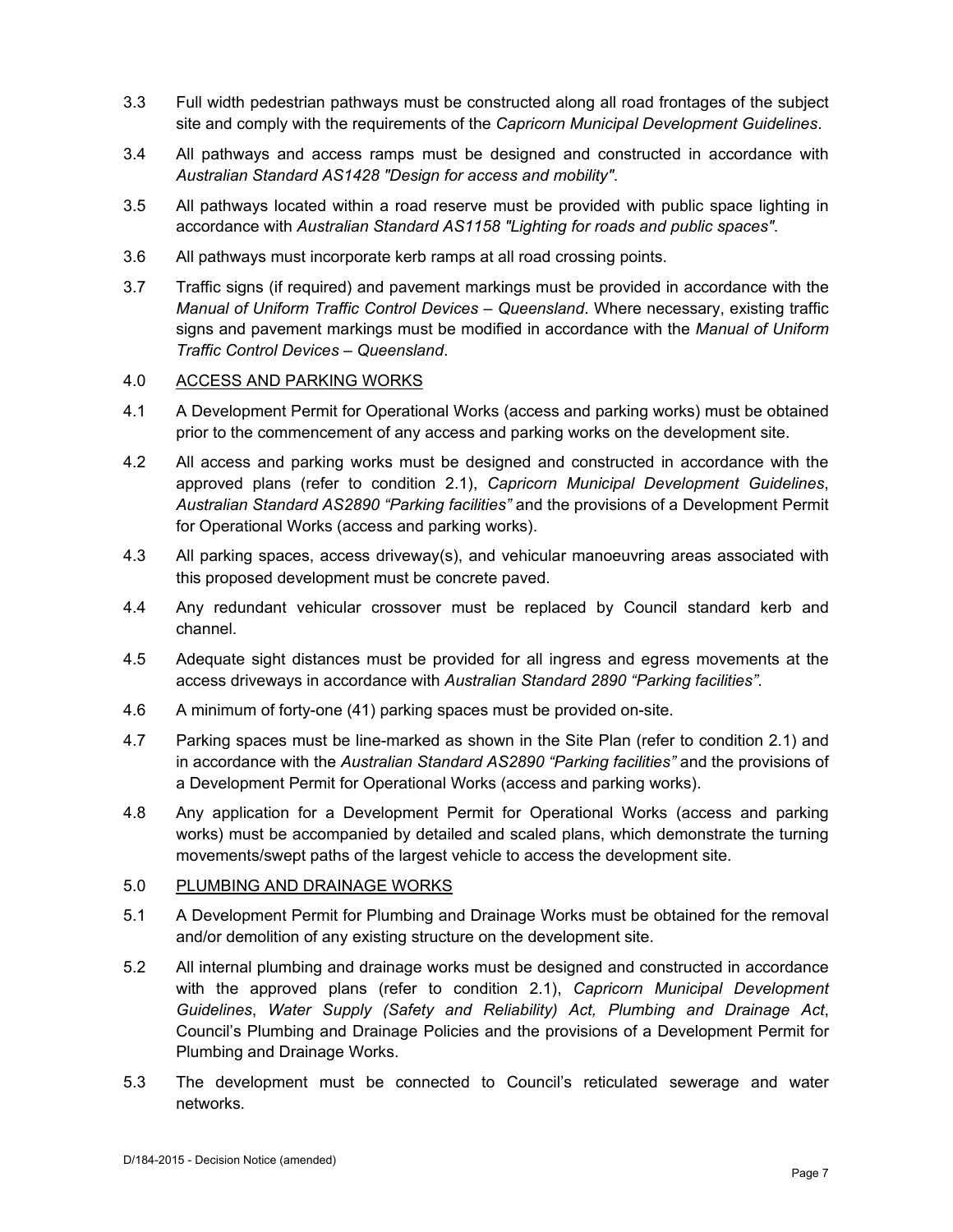3.3 Full width pedestrian pathways must be constructed along all road frontages of the subject site and comply with the requirements of the *Capricorn Municipal Development Guidelines*.

3.4 All pathways and access ramps must be designed and constructed in accordance with *Australian Standard AS1428 "Design for access and mobility"*.

3.5 All pathways located within a road reserve must be provided with public space lighting in accordance with *Australian Standard AS1158 "Lighting for roads and public spaces"*.

3.6 All pathways must incorporate kerb ramps at all road crossing points.

3.7 Traffic signs (if required) and pavement markings must be provided in accordance with the *Manual of Uniform Traffic Control Devices – Queensland*. Where necessary, existing traffic signs and pavement markings must be modified in accordance with the *Manual of Uniform Traffic Control Devices – Queensland*.

## 4.0 ACCESS AND PARKING WORKS

4.1 A Development Permit for Operational Works (access and parking works) must be obtained prior to the commencement of any access and parking works on the development site.

4.2 All access and parking works must be designed and constructed in accordance with the approved plans (refer to condition 2.1), *Capricorn Municipal Development Guidelines*, *Australian Standard AS2890 "Parking facilities"* and the provisions of a Development Permit for Operational Works (access and parking works).

4.3 All parking spaces, access driveway(s), and vehicular manoeuvring areas associated with this proposed development must be concrete paved.

4.4 Any redundant vehicular crossover must be replaced by Council standard kerb and channel.

4.5 Adequate sight distances must be provided for all ingress and egress movements at the access driveways in accordance with *Australian Standard 2890 "Parking facilities"*.

4.6 A minimum of forty-one (41) parking spaces must be provided on-site.

4.7 Parking spaces must be line-marked as shown in the Site Plan (refer to condition 2.1) and in accordance with the *Australian Standard AS2890 "Parking facilities"* and the provisions of a Development Permit for Operational Works (access and parking works).

4.8 Any application for a Development Permit for Operational Works (access and parking works) must be accompanied by detailed and scaled plans, which demonstrate the turning movements/swept paths of the largest vehicle to access the development site.

## 5.0 PLUMBING AND DRAINAGE WORKS

5.1 A Development Permit for Plumbing and Drainage Works must be obtained for the removal and/or demolition of any existing structure on the development site.

5.2 All internal plumbing and drainage works must be designed and constructed in accordance with the approved plans (refer to condition 2.1), *Capricorn Municipal Development Guidelines*, *Water Supply (Safety and Reliability) Act, Plumbing and Drainage Act*, Council's Plumbing and Drainage Policies and the provisions of a Development Permit for Plumbing and Drainage Works.

5.3 The development must be connected to Council's reticulated sewerage and water networks.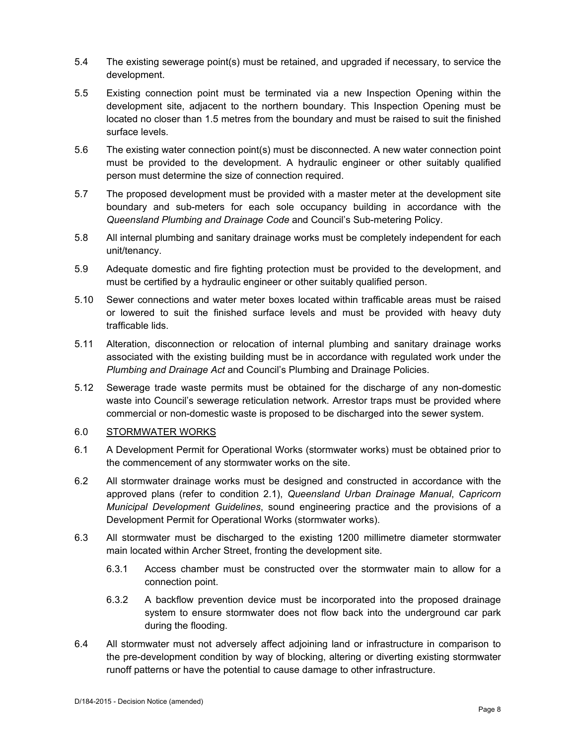5.4 The existing sewerage point(s) must be retained, and upgraded if necessary, to service the development.

5.5 Existing connection point must be terminated via a new Inspection Opening within the development site, adjacent to the northern boundary. This Inspection Opening must be located no closer than 1.5 metres from the boundary and must be raised to suit the finished surface levels.

5.6 The existing water connection point(s) must be disconnected. A new water connection point must be provided to the development. A hydraulic engineer or other suitably qualified person must determine the size of connection required.

5.7 The proposed development must be provided with a master meter at the development site boundary and sub-meters for each sole occupancy building in accordance with the *Queensland Plumbing and Drainage Code* and Council's Sub-metering Policy.

5.8 All internal plumbing and sanitary drainage works must be completely independent for each unit/tenancy.

5.9 Adequate domestic and fire fighting protection must be provided to the development, and must be certified by a hydraulic engineer or other suitably qualified person.

5.10 Sewer connections and water meter boxes located within trafficable areas must be raised or lowered to suit the finished surface levels and must be provided with heavy duty trafficable lids.

5.11 Alteration, disconnection or relocation of internal plumbing and sanitary drainage works associated with the existing building must be in accordance with regulated work under the *Plumbing and Drainage Act* and Council's Plumbing and Drainage Policies.

5.12 Sewerage trade waste permits must be obtained for the discharge of any non-domestic waste into Council's sewerage reticulation network. Arrestor traps must be provided where commercial or non-domestic waste is proposed to be discharged into the sewer system.

6.0 <u>STORMWATER WORKS</u>

6.1 A Development Permit for Operational Works (stormwater works) must be obtained prior to the commencement of any stormwater works on the site.

6.2 All stormwater drainage works must be designed and constructed in accordance with the approved plans (refer to condition 2.1), *Queensland Urban Drainage Manual*, *Capricorn Municipal Development Guidelines*, sound engineering practice and the provisions of a Development Permit for Operational Works (stormwater works).

6.3 All stormwater must be discharged to the existing 1200 millimetre diameter stormwater main located within Archer Street, fronting the development site.

6.3.1 Access chamber must be constructed over the stormwater main to allow for a connection point.

6.3.2 A backflow prevention device must be incorporated into the proposed drainage system to ensure stormwater does not flow back into the underground car park during the flooding.

6.4 All stormwater must not adversely affect adjoining land or infrastructure in comparison to the pre-development condition by way of blocking, altering or diverting existing stormwater runoff patterns or have the potential to cause damage to other infrastructure.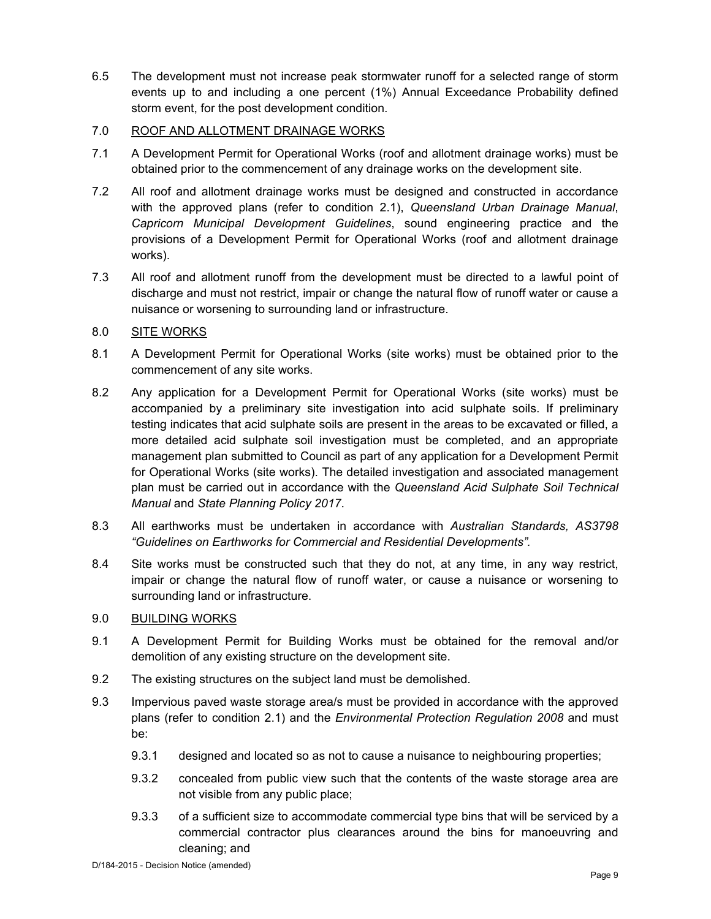6.5 The development must not increase peak stormwater runoff for a selected range of storm events up to and including a one percent (1%) Annual Exceedance Probability defined storm event, for the post development condition.

7.0 ROOF AND ALLOTMENT DRAINAGE WORKS

7.1 A Development Permit for Operational Works (roof and allotment drainage works) must be obtained prior to the commencement of any drainage works on the development site.

7.2 All roof and allotment drainage works must be designed and constructed in accordance with the approved plans (refer to condition 2.1), *Queensland Urban Drainage Manual*, *Capricorn Municipal Development Guidelines*, sound engineering practice and the provisions of a Development Permit for Operational Works (roof and allotment drainage works).

7.3 All roof and allotment runoff from the development must be directed to a lawful point of discharge and must not restrict, impair or change the natural flow of runoff water or cause a nuisance or worsening to surrounding land or infrastructure.

8.0 SITE WORKS

8.1 A Development Permit for Operational Works (site works) must be obtained prior to the commencement of any site works.

8.2 Any application for a Development Permit for Operational Works (site works) must be accompanied by a preliminary site investigation into acid sulphate soils. If preliminary testing indicates that acid sulphate soils are present in the areas to be excavated or filled, a more detailed acid sulphate soil investigation must be completed, and an appropriate management plan submitted to Council as part of any application for a Development Permit for Operational Works (site works). The detailed investigation and associated management plan must be carried out in accordance with the *Queensland Acid Sulphate Soil Technical Manual* and *State Planning Policy 2017*.

8.3 All earthworks must be undertaken in accordance with *Australian Standards, AS3798 "Guidelines on Earthworks for Commercial and Residential Developments".*

8.4 Site works must be constructed such that they do not, at any time, in any way restrict, impair or change the natural flow of runoff water, or cause a nuisance or worsening to surrounding land or infrastructure.

9.0 BUILDING WORKS

9.1 A Development Permit for Building Works must be obtained for the removal and/or demolition of any existing structure on the development site.

9.2 The existing structures on the subject land must be demolished.

9.3 Impervious paved waste storage area/s must be provided in accordance with the approved plans (refer to condition 2.1) and the *Environmental Protection Regulation 2008* and must be:

9.3.1 designed and located so as not to cause a nuisance to neighbouring properties;

9.3.2 concealed from public view such that the contents of the waste storage area are not visible from any public place;

9.3.3 of a sufficient size to accommodate commercial type bins that will be serviced by a commercial contractor plus clearances around the bins for manoeuvring and cleaning; and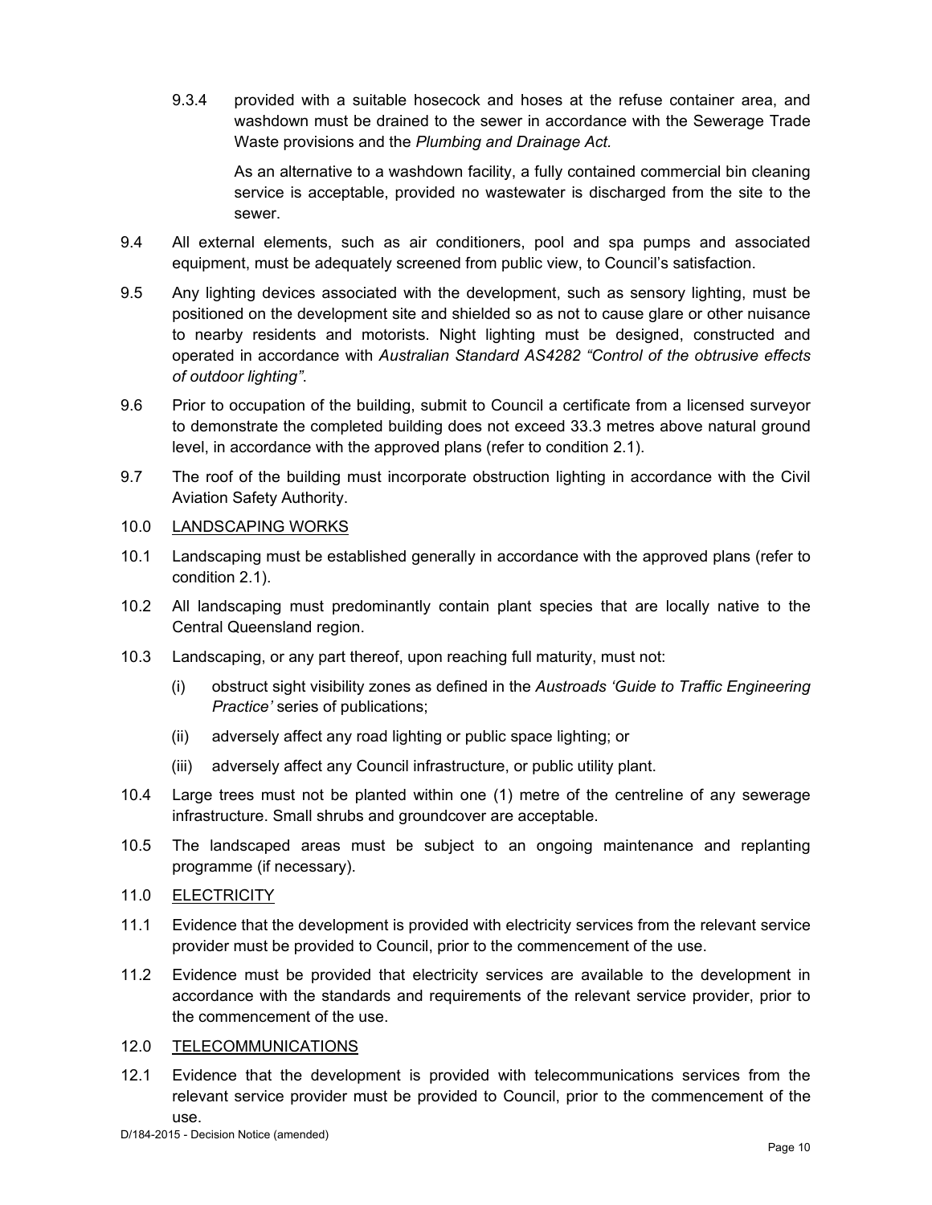9.3.4 provided with a suitable hosecock and hoses at the refuse container area, and washdown must be drained to the sewer in accordance with the Sewerage Trade Waste provisions and the *Plumbing and Drainage Act.*

As an alternative to a washdown facility, a fully contained commercial bin cleaning service is acceptable, provided no wastewater is discharged from the site to the sewer.

9.4 All external elements, such as air conditioners, pool and spa pumps and associated equipment, must be adequately screened from public view, to Council's satisfaction.

9.5 Any lighting devices associated with the development, such as sensory lighting, must be positioned on the development site and shielded so as not to cause glare or other nuisance to nearby residents and motorists. Night lighting must be designed, constructed and operated in accordance with *Australian Standard AS4282 "Control of the obtrusive effects of outdoor lighting"*.

9.6 Prior to occupation of the building, submit to Council a certificate from a licensed surveyor to demonstrate the completed building does not exceed 33.3 metres above natural ground level, in accordance with the approved plans (refer to condition 2.1).

9.7 The roof of the building must incorporate obstruction lighting in accordance with the Civil Aviation Safety Authority.

10.0 LANDSCAPING WORKS

10.1 Landscaping must be established generally in accordance with the approved plans (refer to condition 2.1).

10.2 All landscaping must predominantly contain plant species that are locally native to the Central Queensland region.

10.3 Landscaping, or any part thereof, upon reaching full maturity, must not:

(i) obstruct sight visibility zones as defined in the *Austroads 'Guide to Traffic Engineering Practice'* series of publications;

(ii) adversely affect any road lighting or public space lighting; or

(iii) adversely affect any Council infrastructure, or public utility plant.

10.4 Large trees must not be planted within one (1) metre of the centreline of any sewerage infrastructure. Small shrubs and groundcover are acceptable.

10.5 The landscaped areas must be subject to an ongoing maintenance and replanting programme (if necessary).

11.0 ELECTRICITY

11.1 Evidence that the development is provided with electricity services from the relevant service provider must be provided to Council, prior to the commencement of the use.

11.2 Evidence must be provided that electricity services are available to the development in accordance with the standards and requirements of the relevant service provider, prior to the commencement of the use.

12.0 TELECOMMUNICATIONS

12.1 Evidence that the development is provided with telecommunications services from the relevant service provider must be provided to Council, prior to the commencement of the use.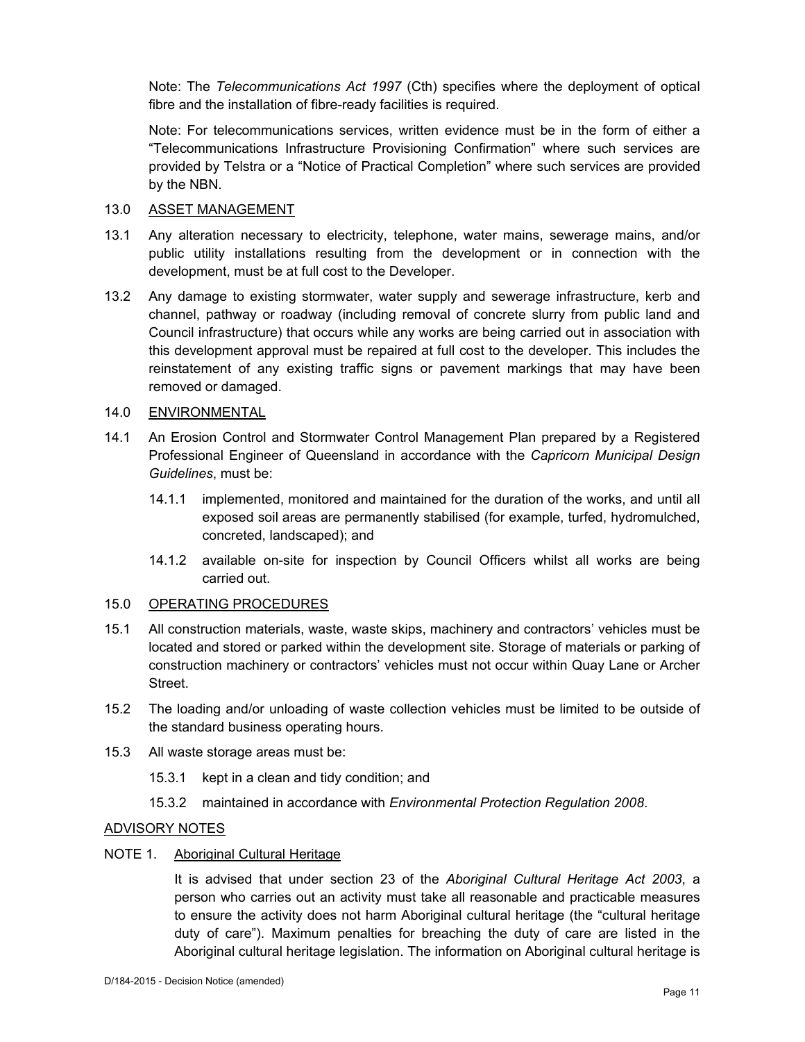Note: The *Telecommunications Act 1997* (Cth) specifies where the deployment of optical fibre and the installation of fibre-ready facilities is required.

Note: For telecommunications services, written evidence must be in the form of either a "Telecommunications Infrastructure Provisioning Confirmation" where such services are provided by Telstra or a "Notice of Practical Completion" where such services are provided by the NBN.

13.0 ASSET MANAGEMENT

13.1 Any alteration necessary to electricity, telephone, water mains, sewerage mains, and/or public utility installations resulting from the development or in connection with the development, must be at full cost to the Developer.

13.2 Any damage to existing stormwater, water supply and sewerage infrastructure, kerb and channel, pathway or roadway (including removal of concrete slurry from public land and Council infrastructure) that occurs while any works are being carried out in association with this development approval must be repaired at full cost to the developer. This includes the reinstatement of any existing traffic signs or pavement markings that may have been removed or damaged.

14.0 ENVIRONMENTAL

14.1 An Erosion Control and Stormwater Control Management Plan prepared by a Registered Professional Engineer of Queensland in accordance with the *Capricorn Municipal Design Guidelines*, must be:

14.1.1 implemented, monitored and maintained for the duration of the works, and until all exposed soil areas are permanently stabilised (for example, turfed, hydromulched, concreted, landscaped); and

14.1.2 available on-site for inspection by Council Officers whilst all works are being carried out.

15.0 OPERATING PROCEDURES

15.1 All construction materials, waste, waste skips, machinery and contractors' vehicles must be located and stored or parked within the development site. Storage of materials or parking of construction machinery or contractors' vehicles must not occur within Quay Lane or Archer Street.

15.2 The loading and/or unloading of waste collection vehicles must be limited to be outside of the standard business operating hours.

15.3 All waste storage areas must be:

15.3.1 kept in a clean and tidy condition; and

15.3.2 maintained in accordance with *Environmental Protection Regulation 2008*.

ADVISORY NOTES

NOTE 1. Aboriginal Cultural Heritage

It is advised that under section 23 of the *Aboriginal Cultural Heritage Act 2003*, a person who carries out an activity must take all reasonable and practicable measures to ensure the activity does not harm Aboriginal cultural heritage (the "cultural heritage duty of care"). Maximum penalties for breaching the duty of care are listed in the Aboriginal cultural heritage legislation. The information on Aboriginal cultural heritage is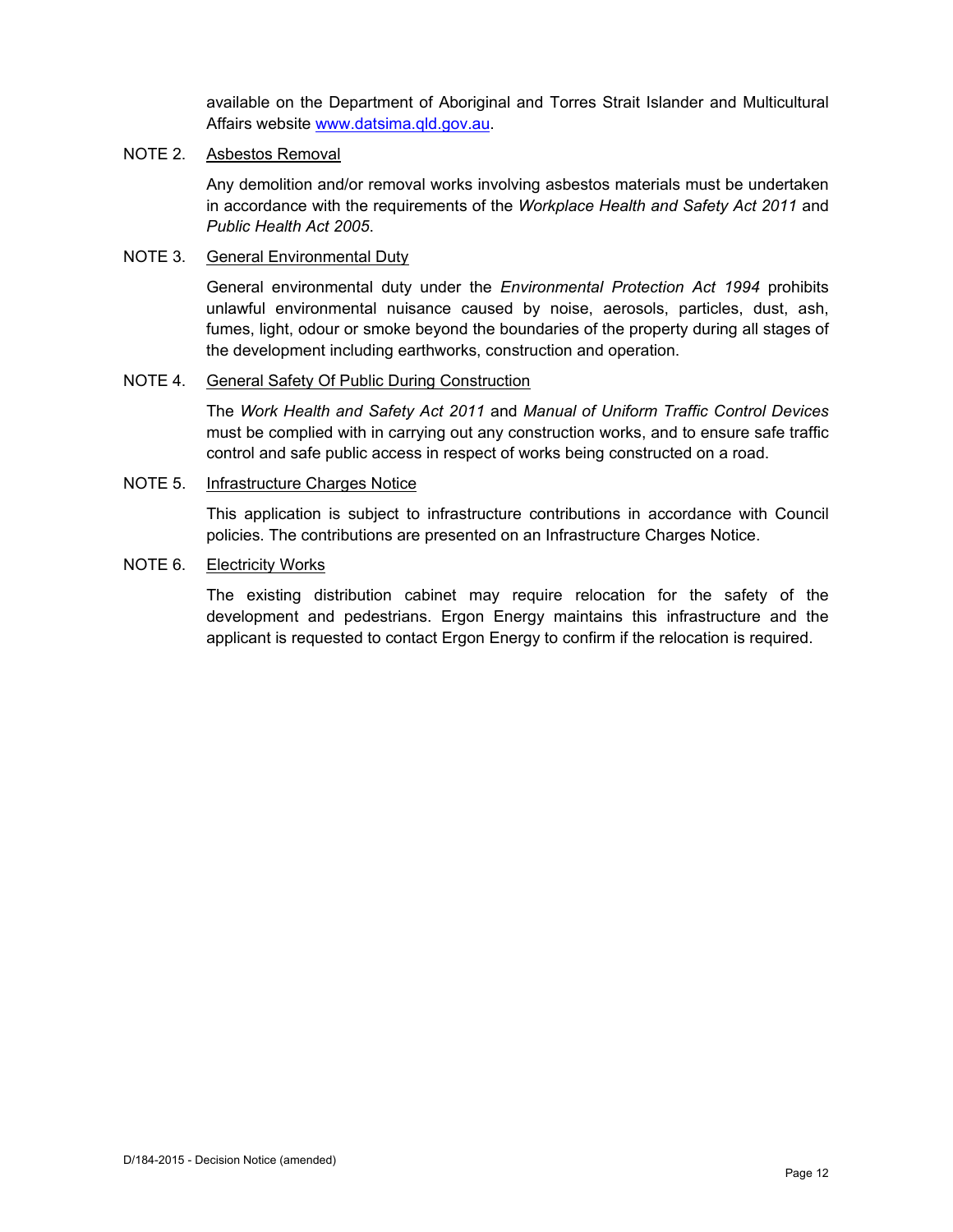available on the Department of Aboriginal and Torres Strait Islander and Multicultural Affairs website [www.datsima.qld.gov.au](http://www.datsima.qld.gov.au).

NOTE 2. Asbestos Removal

Any demolition and/or removal works involving asbestos materials must be undertaken in accordance with the requirements of the *Workplace Health and Safety Act 2011* and *Public Health Act 2005*.

NOTE 3. General Environmental Duty

General environmental duty under the *Environmental Protection Act 1994* prohibits unlawful environmental nuisance caused by noise, aerosols, particles, dust, ash, fumes, light, odour or smoke beyond the boundaries of the property during all stages of the development including earthworks, construction and operation.

NOTE 4. General Safety Of Public During Construction

The *Work Health and Safety Act 2011* and *Manual of Uniform Traffic Control Devices* must be complied with in carrying out any construction works, and to ensure safe traffic control and safe public access in respect of works being constructed on a road.

NOTE 5. Infrastructure Charges Notice

This application is subject to infrastructure contributions in accordance with Council policies. The contributions are presented on an Infrastructure Charges Notice.

NOTE 6. Electricity Works

The existing distribution cabinet may require relocation for the safety of the development and pedestrians. Ergon Energy maintains this infrastructure and the applicant is requested to contact Ergon Energy to confirm if the relocation is required.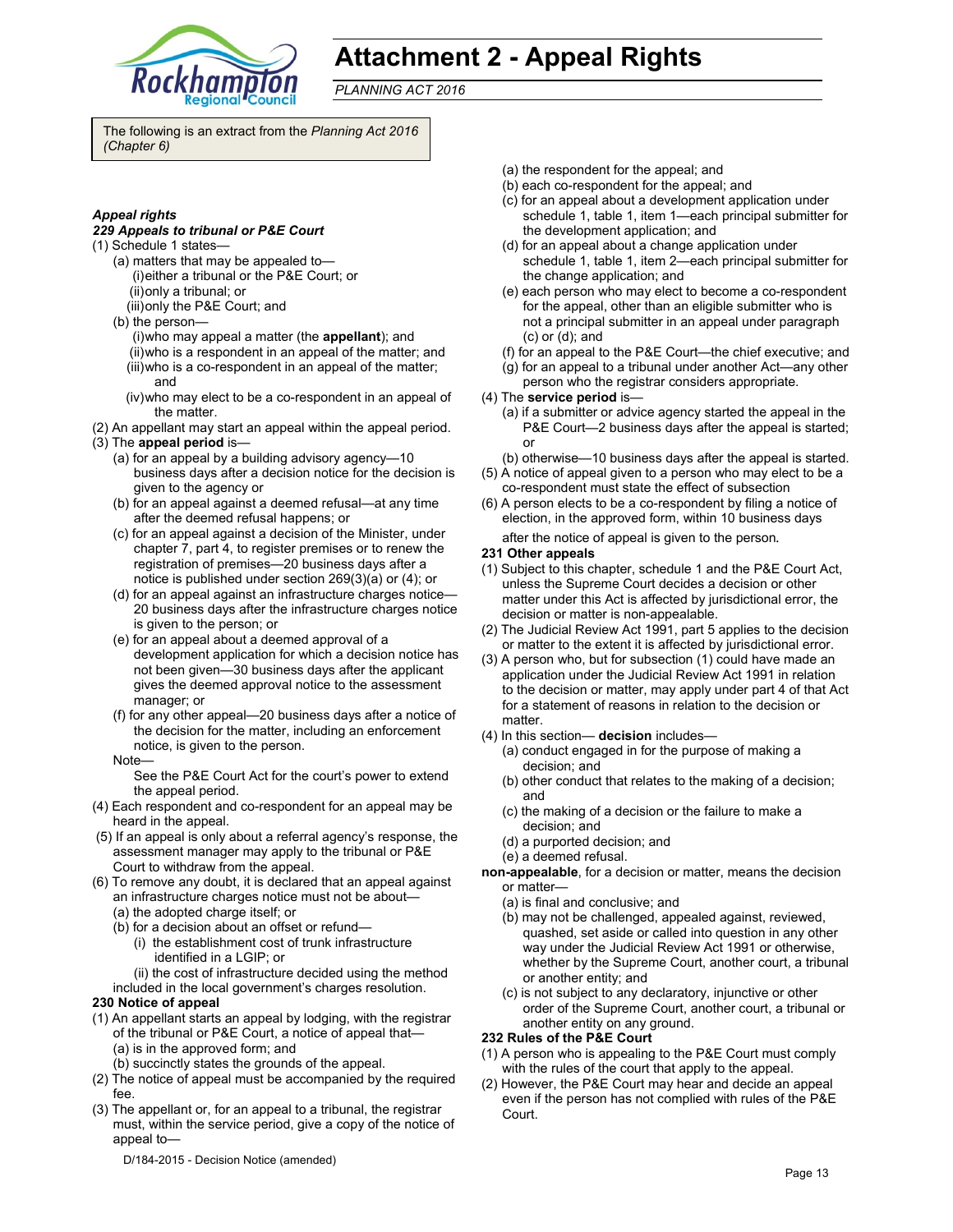# Attachment 2 - Appeal Rights

*PLANNING ACT 2016*

The following is an extract from the *Planning Act 2016 (Chapter 6)*

***Appeal rights***

***229 Appeals to tribunal or P&E Court***

(1) Schedule 1 states—

(a) matters that may be appealed to—

(i) either a tribunal or the P&E Court; or

(ii) only a tribunal; or

(iii) only the P&E Court; and

(b) the person—

(i) who may appeal a matter (the **appellant**); and

(ii) who is a respondent in an appeal of the matter; and

(iii) who is a co-respondent in an appeal of the matter; and

(iv) who may elect to be a co-respondent in an appeal of the matter.

(2) An appellant may start an appeal within the appeal period.

(3) The **appeal period** is—

(a) for an appeal by a building advisory agency—10 business days after a decision notice for the decision is given to the agency or

(b) for an appeal against a deemed refusal—at any time after the deemed refusal happens; or

(c) for an appeal against a decision of the Minister, under chapter 7, part 4, to register premises or to renew the registration of premises—20 business days after a notice is published under section 269(3)(a) or (4); or

(d) for an appeal against an infrastructure charges notice—20 business days after the infrastructure charges notice is given to the person; or

(e) for an appeal about a deemed approval of a development application for which a decision notice has not been given—30 business days after the applicant gives the deemed approval notice to the assessment manager; or

(f) for any other appeal—20 business days after a notice of the decision for the matter, including an enforcement notice, is given to the person.

Note—

See the P&E Court Act for the court's power to extend the appeal period.

(4) Each respondent and co-respondent for an appeal may be heard in the appeal.

(5) If an appeal is only about a referral agency's response, the assessment manager may apply to the tribunal or P&E Court to withdraw from the appeal.

(6) To remove any doubt, it is declared that an appeal against an infrastructure charges notice must not be about—

(a) the adopted charge itself; or

(b) for a decision about an offset or refund—

(i) the establishment cost of trunk infrastructure identified in a LGIP; or

(ii) the cost of infrastructure decided using the method included in the local government's charges resolution.

**230 Notice of appeal**

(1) An appellant starts an appeal by lodging, with the registrar of the tribunal or P&E Court, a notice of appeal that—

(a) is in the approved form; and

(b) succinctly states the grounds of the appeal.

(2) The notice of appeal must be accompanied by the required fee.

(3) The appellant or, for an appeal to a tribunal, the registrar must, within the service period, give a copy of the notice of appeal to—

(a) the respondent for the appeal; and

(b) each co-respondent for the appeal; and

(c) for an appeal about a development application under schedule 1, table 1, item 1—each principal submitter for the development application; and

(d) for an appeal about a change application under schedule 1, table 1, item 2—each principal submitter for the change application; and

(e) each person who may elect to become a co-respondent for the appeal, other than an eligible submitter who is not a principal submitter in an appeal under paragraph (c) or (d); and

(f) for an appeal to the P&E Court—the chief executive; and

(g) for an appeal to a tribunal under another Act—any other person who the registrar considers appropriate.

(4) The **service period** is—

(a) if a submitter or advice agency started the appeal in the P&E Court—2 business days after the appeal is started; or

(b) otherwise—10 business days after the appeal is started.

(5) A notice of appeal given to a person who may elect to be a co-respondent must state the effect of subsection

(6) A person elects to be a co-respondent by filing a notice of election, in the approved form, within 10 business days after the notice of appeal is given to the person.

**231 Other appeals**

(1) Subject to this chapter, schedule 1 and the P&E Court Act, unless the Supreme Court decides a decision or other matter under this Act is affected by jurisdictional error, the decision or matter is non-appealable.

(2) The Judicial Review Act 1991, part 5 applies to the decision or matter to the extent it is affected by jurisdictional error.

(3) A person who, but for subsection (1) could have made an application under the Judicial Review Act 1991 in relation to the decision or matter, may apply under part 4 of that Act for a statement of reasons in relation to the decision or matter.

(4) In this section— **decision** includes—

(a) conduct engaged in for the purpose of making a decision; and

(b) other conduct that relates to the making of a decision; and

(c) the making of a decision or the failure to make a decision; and

(d) a purported decision; and

(e) a deemed refusal.

**non-appealable**, for a decision or matter, means the decision or matter—

(a) is final and conclusive; and

(b) may not be challenged, appealed against, reviewed, quashed, set aside or called into question in any other way under the Judicial Review Act 1991 or otherwise, whether by the Supreme Court, another court, a tribunal or another entity; and

(c) is not subject to any declaratory, injunctive or other order of the Supreme Court, another court, a tribunal or another entity on any ground.

**232 Rules of the P&E Court**

(1) A person who is appealing to the P&E Court must comply with the rules of the court that apply to the appeal.

(2) However, the P&E Court may hear and decide an appeal even if the person has not complied with rules of the P&E Court.

D/184-2015 - Decision Notice (amended)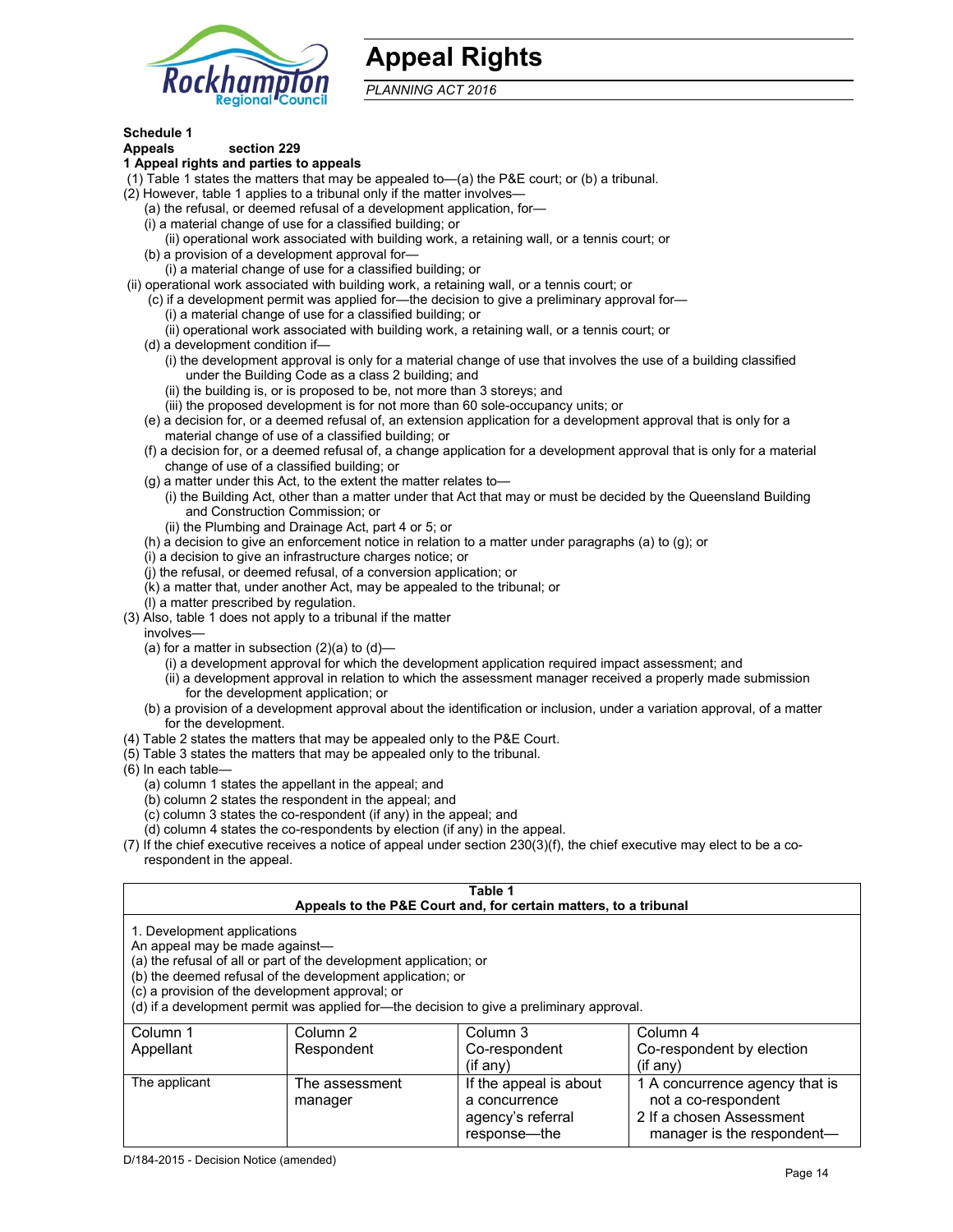# Appeal Rights

*PLANNING ACT 2016*

**Schedule 1**

**Appeals section 229**

**1 Appeal rights and parties to appeals**

(1) Table 1 states the matters that may be appealed to—(a) the P&E court; or (b) a tribunal.

(2) However, table 1 applies to a tribunal only if the matter involves—

(a) the refusal, or deemed refusal of a development application, for—

(i) a material change of use for a classified building; or

(ii) operational work associated with building work, a retaining wall, or a tennis court; or

(b) a provision of a development approval for—

(i) a material change of use for a classified building; or

(ii) operational work associated with building work, a retaining wall, or a tennis court; or

(c) if a development permit was applied for—the decision to give a preliminary approval for—

(i) a material change of use for a classified building; or

(ii) operational work associated with building work, a retaining wall, or a tennis court; or

(d) a development condition if—

(i) the development approval is only for a material change of use that involves the use of a building classified under the Building Code as a class 2 building; and

(ii) the building is, or is proposed to be, not more than 3 storeys; and

(iii) the proposed development is for not more than 60 sole-occupancy units; or

(e) a decision for, or a deemed refusal of, an extension application for a development approval that is only for a material change of use of a classified building; or

(f) a decision for, or a deemed refusal of, a change application for a development approval that is only for a material change of use of a classified building; or

(g) a matter under this Act, to the extent the matter relates to—

(i) the Building Act, other than a matter under that Act that may or must be decided by the Queensland Building and Construction Commission; or

(ii) the Plumbing and Drainage Act, part 4 or 5; or

(h) a decision to give an enforcement notice in relation to a matter under paragraphs (a) to (g); or

(i) a decision to give an infrastructure charges notice; or

(j) the refusal, or deemed refusal, of a conversion application; or

(k) a matter that, under another Act, may be appealed to the tribunal; or

(l) a matter prescribed by regulation.

(3) Also, table 1 does not apply to a tribunal if the matter involves—

(a) for a matter in subsection (2)(a) to (d)—

(i) a development approval for which the development application required impact assessment; and

(ii) a development approval in relation to which the assessment manager received a properly made submission for the development application; or

(b) a provision of a development approval about the identification or inclusion, under a variation approval, of a matter for the development.

(4) Table 2 states the matters that may be appealed only to the P&E Court.

(5) Table 3 states the matters that may be appealed only to the tribunal.

(6) In each table—

(a) column 1 states the appellant in the appeal; and

(b) column 2 states the respondent in the appeal; and

(c) column 3 states the co-respondent (if any) in the appeal; and

(d) column 4 states the co-respondents by election (if any) in the appeal.

(7) If the chief executive receives a notice of appeal under section 230(3)(f), the chief executive may elect to be a co-respondent in the appeal.

**Table 1**
**Appeals to the P&E Court and, for certain matters, to a tribunal**

1. Development applications

An appeal may be made against—

(a) the refusal of all or part of the development application; or

(b) the deemed refusal of the development application; or

(c) a provision of the development approval; or

(d) if a development permit was applied for—the decision to give a preliminary approval.

| Column 1 Appellant | Column 2 Respondent | Column 3 Co-respondent (if any) | Column 4 Co-respondent by election (if any) |
|---|---|---|---|
| The applicant | The assessment manager | If the appeal is about a concurrence agency's referral response—the | 1 A concurrence agency that is not a co-respondent<br>2 If a chosen Assessment manager is the respondent— |

D/184-2015 - Decision Notice (amended)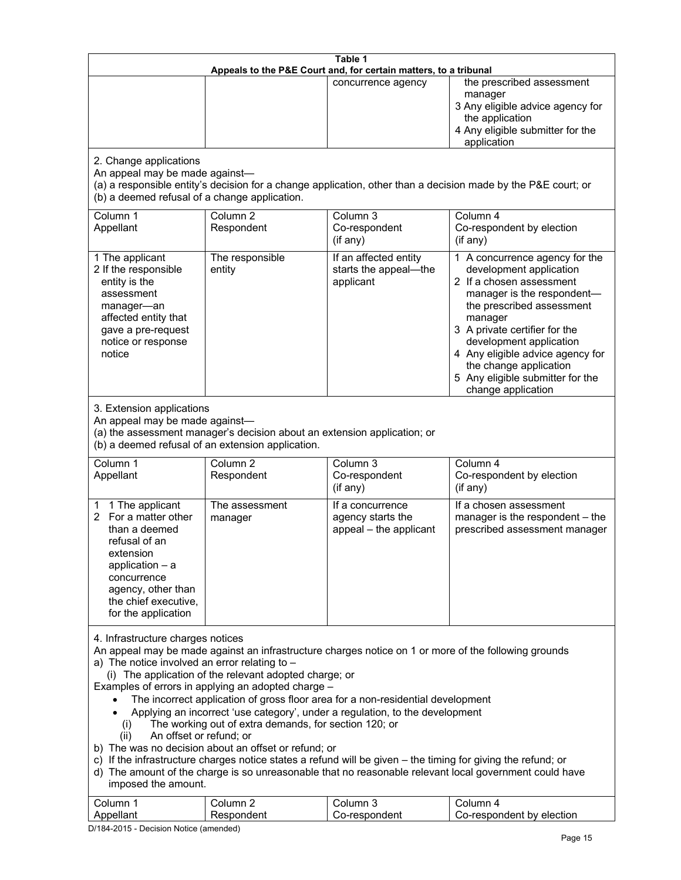| Table 1<br>Appeals to the P&E Court and, for certain matters, to a tribunal | | | |
|---|---|---|---|
| | | concurrence agency | the prescribed assessment manager<br>3 Any eligible advice agency for the application<br>4 Any eligible submitter for the application |
| 2. Change applications<br>An appeal may be made against—<br>(a) a responsible entity's decision for a change application, other than a decision made by the P&E court; or<br>(b) a deemed refusal of a change application. | | | |
| Column 1<br>Appellant | Column 2<br>Respondent | Column 3<br>Co-respondent<br>(if any) | Column 4<br>Co-respondent by election<br>(if any) |
| 1 The applicant<br>2 If the responsible entity is the assessment manager—an affected entity that gave a pre-request notice or response notice | The responsible entity | If an affected entity starts the appeal—the applicant | 1 A concurrence agency for the development application<br>2 If a chosen assessment manager is the respondent—the prescribed assessment manager<br>3 A private certifier for the development application<br>4 Any eligible advice agency for the change application<br>5 Any eligible submitter for the change application |
| 3. Extension applications<br>An appeal may be made against—<br>(a) the assessment manager's decision about an extension application; or<br>(b) a deemed refusal of an extension application. | | | |
| Column 1<br>Appellant | Column 2<br>Respondent | Column 3<br>Co-respondent<br>(if any) | Column 4<br>Co-respondent by election<br>(if any) |
| 1 1 The applicant<br>2 For a matter other than a deemed refusal of an extension application – a concurrence agency, other than the chief executive, for the application | The assessment manager | If a concurrence agency starts the appeal – the applicant | If a chosen assessment manager is the respondent – the prescribed assessment manager |
| 4. Infrastructure charges notices<br>An appeal may be made against an infrastructure charges notice on 1 or more of the following grounds<br>a) The notice involved an error relating to –<br>(i) The application of the relevant adopted charge; or<br>Examples of errors in applying an adopted charge –<br>• The incorrect application of gross floor area for a non-residential development<br>• Applying an incorrect 'use category', under a regulation, to the development<br>(i) The working out of extra demands, for section 120; or<br>(ii) An offset or refund; or<br>b) The was no decision about an offset or refund; or<br>c) If the infrastructure charges notice states a refund will be given – the timing for giving the refund; or<br>d) The amount of the charge is so unreasonable that no reasonable relevant local government could have imposed the amount. | | | |
| Column 1<br>Appellant | Column 2<br>Respondent | Column 3<br>Co-respondent | Column 4<br>Co-respondent by election |

D/184-2015 - Decision Notice (amended)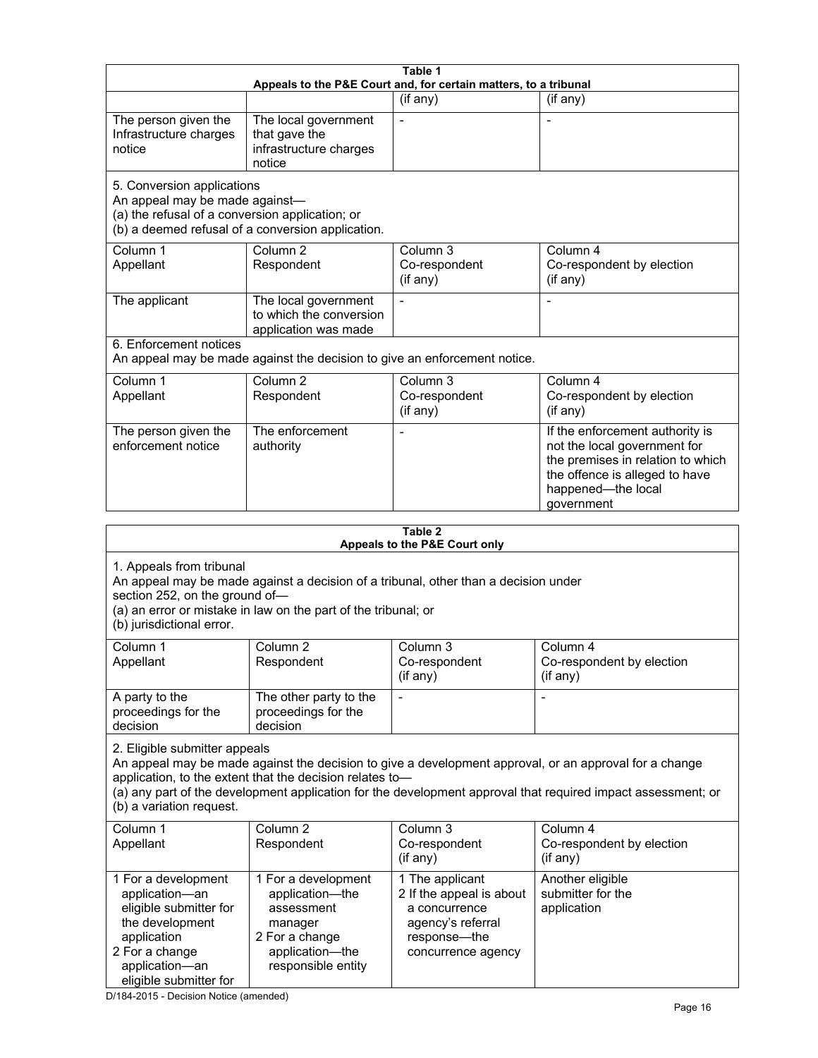**Table 1**
**Appeals to the P&E Court and, for certain matters, to a tribunal**

| | | (if any) | (if any) |
|---|---|---|---|
| The person given the Infrastructure charges notice | The local government that gave the infrastructure charges notice | - | - |

5. Conversion applications
An appeal may be made against—
(a) the refusal of a conversion application; or
(b) a deemed refusal of a conversion application.

| Column 1<br>Appellant | Column 2<br>Respondent | Column 3<br>Co-respondent<br>(if any) | Column 4<br>Co-respondent by election<br>(if any) |
|---|---|---|---|
| The applicant | The local government to which the conversion application was made | - | - |

6. Enforcement notices
An appeal may be made against the decision to give an enforcement notice.

| Column 1<br>Appellant | Column 2<br>Respondent | Column 3<br>Co-respondent<br>(if any) | Column 4<br>Co-respondent by election<br>(if any) |
|---|---|---|---|
| The person given the enforcement notice | The enforcement authority | - | If the enforcement authority is not the local government for the premises in relation to which the offence is alleged to have happened—the local government |

**Table 2**
**Appeals to the P&E Court only**

1. Appeals from tribunal
An appeal may be made against a decision of a tribunal, other than a decision under section 252, on the ground of—
(a) an error or mistake in law on the part of the tribunal; or
(b) jurisdictional error.

| Column 1<br>Appellant | Column 2<br>Respondent | Column 3<br>Co-respondent<br>(if any) | Column 4<br>Co-respondent by election<br>(if any) |
|---|---|---|---|
| A party to the proceedings for the decision | The other party to the proceedings for the decision | - | - |

2. Eligible submitter appeals
An appeal may be made against the decision to give a development approval, or an approval for a change application, to the extent that the decision relates to—
(a) any part of the development application for the development approval that required impact assessment; or
(b) a variation request.

| Column 1<br>Appellant | Column 2<br>Respondent | Column 3<br>Co-respondent<br>(if any) | Column 4<br>Co-respondent by election<br>(if any) |
|---|---|---|---|
| 1 For a development application—an eligible submitter for the development application<br>2 For a change application—an eligible submitter for | 1 For a development application—the assessment manager<br>2 For a change application—the responsible entity | 1 The applicant<br>2 If the appeal is about a concurrence agency's referral response—the concurrence agency | Another eligible submitter for the application |

D/184-2015 - Decision Notice (amended)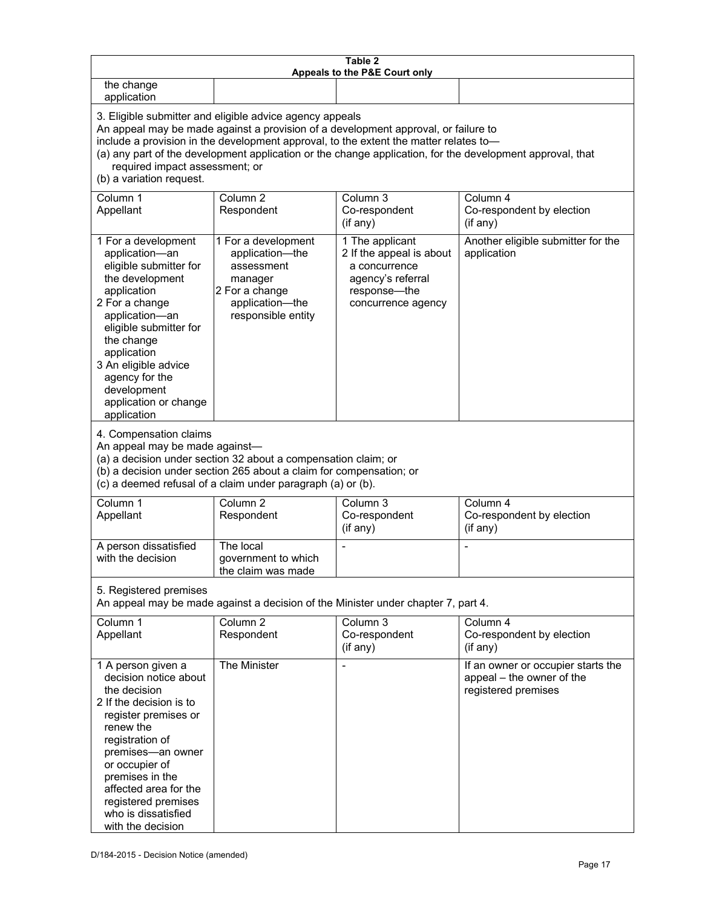| Table 2<br>Appeals to the P&E Court only | | | |
|---|---|---|---|
| the change application | | | |

3. Eligible submitter and eligible advice agency appeals

An appeal may be made against a provision of a development approval, or failure to include a provision in the development approval, to the extent the matter relates to—

(a) any part of the development application or the change application, for the development approval, that required impact assessment; or

(b) a variation request.

| Column 1<br>Appellant | Column 2<br>Respondent | Column 3<br>Co-respondent<br>(if any) | Column 4<br>Co-respondent by election<br>(if any) |
|---|---|---|---|
| 1 For a development application—an eligible submitter for the development application<br>2 For a change application—an eligible submitter for the change application<br>3 An eligible advice agency for the development application or change application | 1 For a development application—the assessment manager<br>2 For a change application—the responsible entity | 1 The applicant<br>2 If the appeal is about a concurrence agency's referral response—the concurrence agency | Another eligible submitter for the application |

4. Compensation claims

An appeal may be made against—

(a) a decision under section 32 about a compensation claim; or

(b) a decision under section 265 about a claim for compensation; or

(c) a deemed refusal of a claim under paragraph (a) or (b).

| Column 1<br>Appellant | Column 2<br>Respondent | Column 3<br>Co-respondent<br>(if any) | Column 4<br>Co-respondent by election<br>(if any) |
|---|---|---|---|
| A person dissatisfied with the decision | The local government to which the claim was made | - | - |

5. Registered premises

An appeal may be made against a decision of the Minister under chapter 7, part 4.

| Column 1<br>Appellant | Column 2<br>Respondent | Column 3<br>Co-respondent<br>(if any) | Column 4<br>Co-respondent by election<br>(if any) |
|---|---|---|---|
| 1 A person given a decision notice about the decision<br>2 If the decision is to register premises or renew the registration of premises—an owner or occupier of premises in the affected area for the registered premises who is dissatisfied with the decision | The Minister | - | If an owner or occupier starts the appeal – the owner of the registered premises |

D/184-2015 - Decision Notice (amended)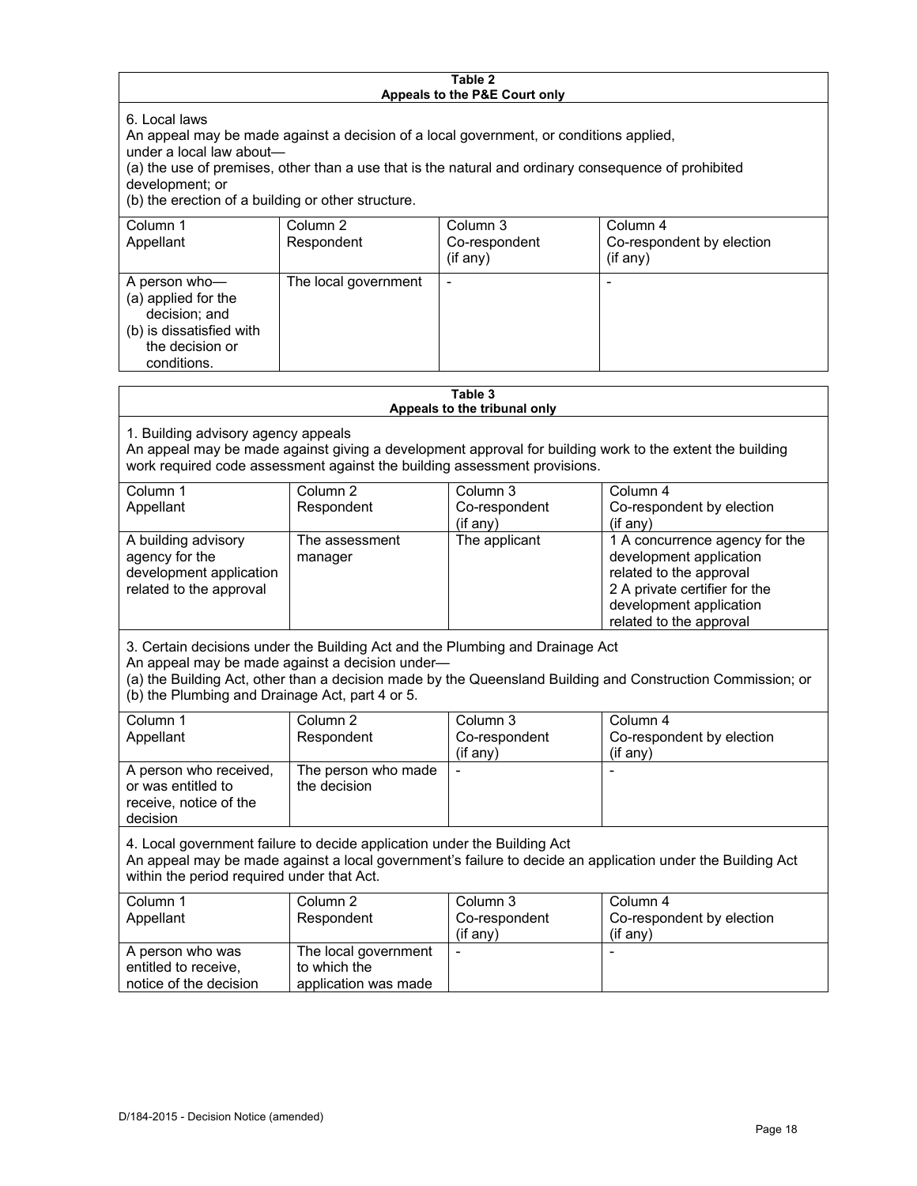**Table 2**
**Appeals to the P&E Court only**

6. Local laws
An appeal may be made against a decision of a local government, or conditions applied, under a local law about—
(a) the use of premises, other than a use that is the natural and ordinary consequence of prohibited development; or
(b) the erection of a building or other structure.

| Column 1<br>Appellant | Column 2<br>Respondent | Column 3<br>Co-respondent<br>(if any) | Column 4<br>Co-respondent by election<br>(if any) |
| --- | --- | --- | --- |
| A person who—<br>(a) applied for the decision; and<br>(b) is dissatisfied with the decision or conditions. | The local government | - | - |

**Table 3**
**Appeals to the tribunal only**

1. Building advisory agency appeals
An appeal may be made against giving a development approval for building work to the extent the building work required code assessment against the building assessment provisions.

| Column 1<br>Appellant | Column 2<br>Respondent | Column 3<br>Co-respondent<br>(if any) | Column 4<br>Co-respondent by election<br>(if any) |
| --- | --- | --- | --- |
| A building advisory agency for the development application related to the approval | The assessment manager | The applicant | 1 A concurrence agency for the development application related to the approval<br>2 A private certifier for the development application related to the approval |

3. Certain decisions under the Building Act and the Plumbing and Drainage Act
An appeal may be made against a decision under—
(a) the Building Act, other than a decision made by the Queensland Building and Construction Commission; or
(b) the Plumbing and Drainage Act, part 4 or 5.

| Column 1<br>Appellant | Column 2<br>Respondent | Column 3<br>Co-respondent<br>(if any) | Column 4<br>Co-respondent by election<br>(if any) |
| --- | --- | --- | --- |
| A person who received, or was entitled to receive, notice of the decision | The person who made the decision | - | - |

4. Local government failure to decide application under the Building Act
An appeal may be made against a local government's failure to decide an application under the Building Act within the period required under that Act.

| Column 1<br>Appellant | Column 2<br>Respondent | Column 3<br>Co-respondent<br>(if any) | Column 4<br>Co-respondent by election<br>(if any) |
| --- | --- | --- | --- |
| A person who was entitled to receive, notice of the decision | The local government to which the application was made | - | - |

D/184-2015 - Decision Notice (amended)